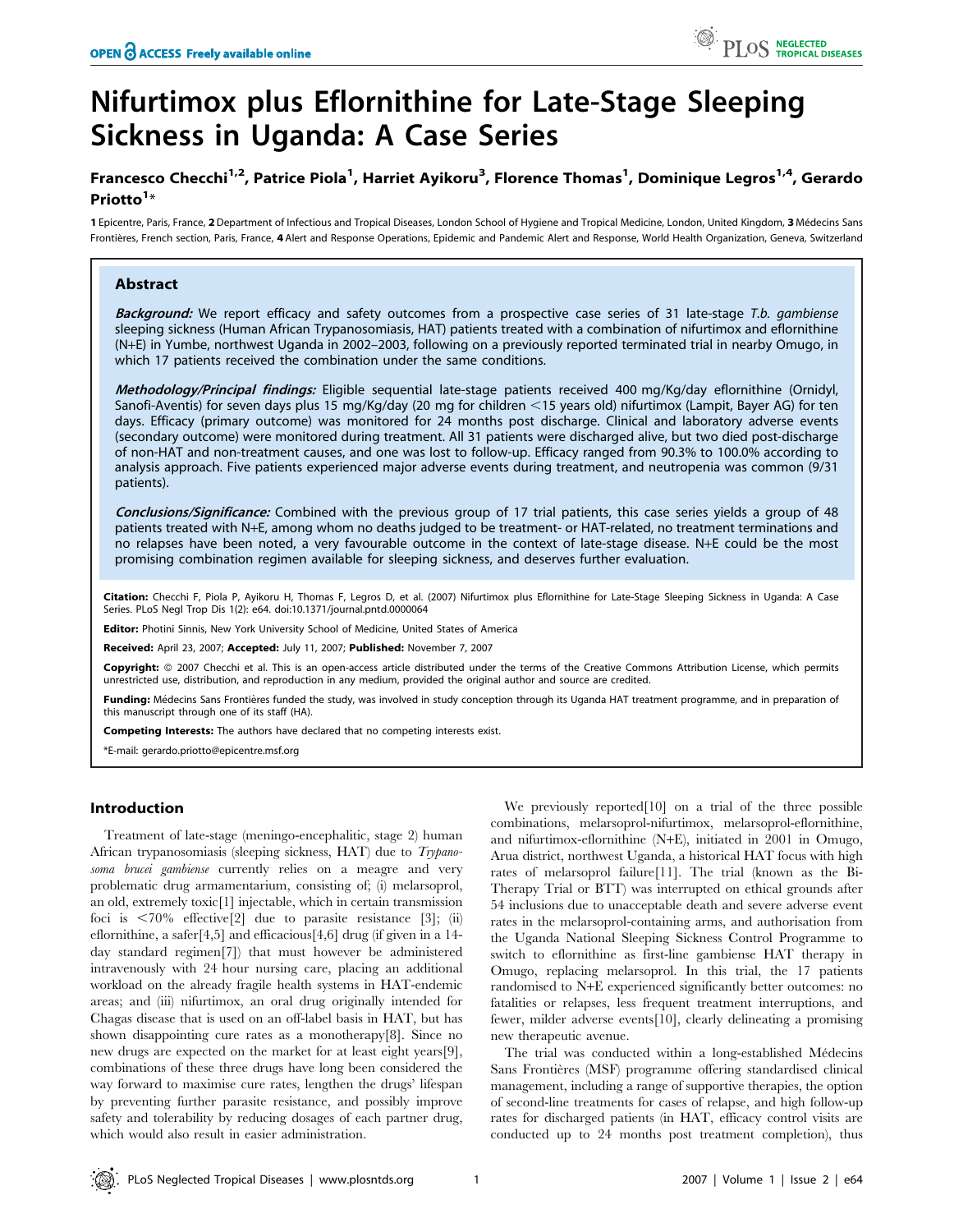# Nifurtimox plus Eflornithine for Late-Stage Sleeping Sickness in Uganda: A Case Series

**Francesco Checchi[1,2], Patrice Piola[1], Harriet Ayikoru[3], Florence Thomas[1], Dominique Legros[1,4], Gerardo Priotto[1]***

1 Epicentre, Paris, France, 2 Department of Infectious and Tropical Diseases, London School of Hygiene and Tropical Medicine, London, United Kingdom, 3 Médecins Sans Frontières, French section, Paris, France, 4 Alert and Response Operations, Epidemic and Pandemic Alert and Response, World Health Organization, Geneva, Switzerland

## Abstract

***Background:*** We report efficacy and safety outcomes from a prospective case series of 31 late-stage *T.b. gambiense* sleeping sickness (Human African Trypanosomiasis, HAT) patients treated with a combination of nifurtimox and eflornithine (N+E) in Yumbe, northwest Uganda in 2002–2003, following on a previously reported terminated trial in nearby Omugo, in which 17 patients received the combination under the same conditions.

***Methodology/Principal findings:*** Eligible sequential late-stage patients received 400 mg/Kg/day eflornithine (Ornidyl, Sanofi-Aventis) for seven days plus 15 mg/Kg/day (20 mg for children <15 years old) nifurtimox (Lampit, Bayer AG) for ten days. Efficacy (primary outcome) was monitored for 24 months post discharge. Clinical and laboratory adverse events (secondary outcome) were monitored during treatment. All 31 patients were discharged alive, but two died post-discharge of non-HAT and non-treatment causes, and one was lost to follow-up. Efficacy ranged from 90.3% to 100.0% according to analysis approach. Five patients experienced major adverse events during treatment, and neutropenia was common (9/31 patients).

***Conclusions/Significance:*** Combined with the previous group of 17 trial patients, this case series yields a group of 48 patients treated with N+E, among whom no deaths judged to be treatment- or HAT-related, no treatment terminations and no relapses have been noted, a very favourable outcome in the context of late-stage disease. N+E could be the most promising combination regimen available for sleeping sickness, and deserves further evaluation.

**Citation:** Checchi F, Piola P, Ayikoru H, Thomas F, Legros D, et al. (2007) Nifurtimox plus Eflornithine for Late-Stage Sleeping Sickness in Uganda: A Case Series. PLoS Negl Trop Dis 1(2): e64. doi:10.1371/journal.pntd.0000064

**Editor:** Photini Sinnis, New York University School of Medicine, United States of America

**Received:** April 23, 2007; **Accepted:** July 11, 2007; **Published:** November 7, 2007

**Copyright:** © 2007 Checchi et al. This is an open-access article distributed under the terms of the Creative Commons Attribution License, which permits unrestricted use, distribution, and reproduction in any medium, provided the original author and source are credited.

**Funding:** Médecins Sans Frontières funded the study, was involved in study conception through its Uganda HAT treatment programme, and in preparation of this manuscript through one of its staff (HA).

**Competing Interests:** The authors have declared that no competing interests exist.

*E-mail: gerardo.priotto@epicentre.msf.org

## Introduction

Treatment of late-stage (meningo-encephalitic, stage 2) human African trypanosomiasis (sleeping sickness, HAT) due to *Trypanosoma brucei gambiense* currently relies on a meagre and very problematic drug armamentarium, consisting of; (i) melarsoprol, an old, extremely toxic[1] injectable, which in certain transmission foci is <70% effective[2] due to parasite resistance [3]; (ii) eflornithine, a safer[4,5] and efficacious[4,6] drug (if given in a 14-day standard regimen[7]) that must however be administered intravenously with 24 hour nursing care, placing an additional workload on the already fragile health systems in HAT-endemic areas; and (iii) nifurtimox, an oral drug originally intended for Chagas disease that is used on an off-label basis in HAT, but has shown disappointing cure rates as a monotherapy[8]. Since no new drugs are expected on the market for at least eight years[9], combinations of these three drugs have long been considered the way forward to maximise cure rates, lengthen the drugs' lifespan by preventing further parasite resistance, and possibly improve safety and tolerability by reducing dosages of each partner drug, which would also result in easier administration.

We previously reported[10] on a trial of the three possible combinations, melarsoprol-nifurtimox, melarsoprol-eflornithine, and nifurtimox-eflornithine (N+E), initiated in 2001 in Omugo, Arua district, northwest Uganda, a historical HAT focus with high rates of melarsoprol failure[11]. The trial (known as the Bi-Therapy Trial or BTT) was interrupted on ethical grounds after 54 inclusions due to unacceptable death and severe adverse event rates in the melarsoprol-containing arms, and authorisation from the Uganda National Sleeping Sickness Control Programme to switch to eflornithine as first-line gambiense HAT therapy in Omugo, replacing melarsoprol. In this trial, the 17 patients randomised to N+E experienced significantly better outcomes: no fatalities or relapses, less frequent treatment interruptions, and fewer, milder adverse events[10], clearly delineating a promising new therapeutic avenue.

The trial was conducted within a long-established Médecins Sans Frontières (MSF) programme offering standardised clinical management, including a range of supportive therapies, the option of second-line treatments for cases of relapse, and high follow-up rates for discharged patients (in HAT, efficacy control visits are conducted up to 24 months post treatment completion), thus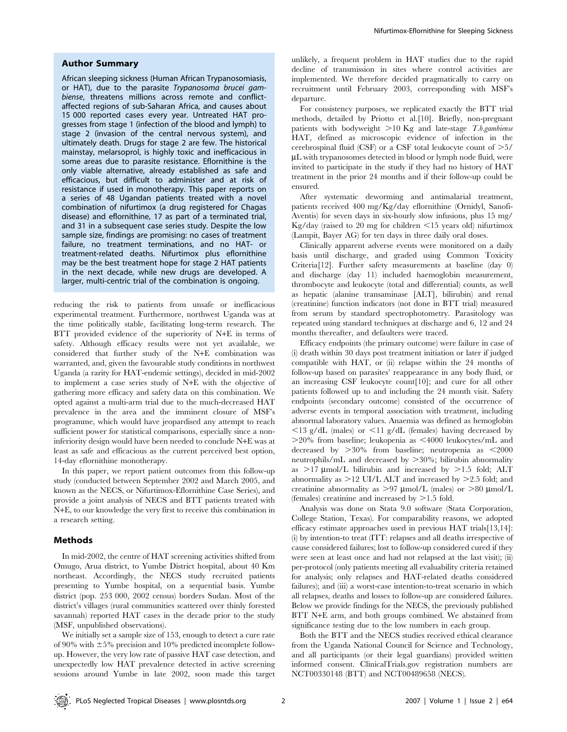## Author Summary

African sleeping sickness (Human African Trypanosomiasis, or HAT), due to the parasite *Trypanosoma brucei gambiense*, threatens millions across remote and conflict-affected regions of sub-Saharan Africa, and causes about 15 000 reported cases every year. Untreated HAT progresses from stage 1 (infection of the blood and lymph) to stage 2 (invasion of the central nervous system), and ultimately death. Drugs for stage 2 are few. The historical mainstay, melarsoprol, is highly toxic and inefficacious in some areas due to parasite resistance. Eflornithine is the only viable alternative, already established as safe and efficacious, but difficult to administer and at risk of resistance if used in monotherapy. This paper reports on a series of 48 Ugandan patients treated with a novel combination of nifurtimox (a drug registered for Chagas disease) and eflornithine, 17 as part of a terminated trial, and 31 in a subsequent case series study. Despite the low sample size, findings are promising: no cases of treatment failure, no treatment terminations, and no HAT- or treatment-related deaths. Nifurtimox plus eflornithine may be the best treatment hope for stage 2 HAT patients in the next decade, while new drugs are developed. A larger, multi-centric trial of the combination is ongoing.

reducing the risk to patients from unsafe or inefficacious experimental treatment. Furthermore, northwest Uganda was at the time politically stable, facilitating long-term research. The BTT provided evidence of the superiority of N+E in terms of safety. Although efficacy results were not yet available, we considered that further study of the N+E combination was warranted, and, given the favourable study conditions in northwest Uganda (a rarity for HAT-endemic settings), decided in mid-2002 to implement a case series study of N+E with the objective of gathering more efficacy and safety data on this combination. We opted against a multi-arm trial due to the much-decreased HAT prevalence in the area and the imminent closure of MSF's programme, which would have jeopardised any attempt to reach sufficient power for statistical comparisons, especially since a non-inferiority design would have been needed to conclude N+E was at least as safe and efficacious as the current perceived best option, 14-day eflornithine monotherapy.

In this paper, we report patient outcomes from this follow-up study (conducted between September 2002 and March 2005, and known as the NECS, or Nifurtimox-Eflornithine Case Series), and provide a joint analysis of NECS and BTT patients treated with N+E, to our knowledge the very first to receive this combination in a research setting.

## Methods

In mid-2002, the centre of HAT screening activities shifted from Omugo, Arua district, to Yumbe District hospital, about 40 Km northeast. Accordingly, the NECS study recruited patients presenting to Yumbe hospital, on a sequential basis. Yumbe district (pop. 253 000, 2002 census) borders Sudan. Most of the district's villages (rural communities scattered over thinly forested savannah) reported HAT cases in the decade prior to the study (MSF, unpublished observations).

We initially set a sample size of 153, enough to detect a cure rate of 90% with ±5% precision and 10% predicted incomplete follow-up. However, the very low rate of passive HAT case detection, and unexpectedly low HAT prevalence detected in active screening sessions around Yumbe in late 2002, soon made this target unlikely, a frequent problem in HAT studies due to the rapid decline of transmission in sites where control activities are implemented. We therefore decided pragmatically to carry on recruitment until February 2003, corresponding with MSF's departure.

For consistency purposes, we replicated exactly the BTT trial methods, detailed by Priotto et al.[10]. Briefly, non-pregnant patients with bodyweight >10 Kg and late-stage *T.b.gambiense* HAT, defined as microscopic evidence of infection in the cerebrospinal fluid (CSF) or a CSF total leukocyte count of >5/μL with trypanosomes detected in blood or lymph node fluid, were invited to participate in the study if they had no history of HAT treatment in the prior 24 months and if their follow-up could be ensured.

After systematic deworming and antimalarial treatment, patients received 400 mg/Kg/day eflornithine (Ornidyl, Sanofi-Aventis) for seven days in six-hourly slow infusions, plus 15 mg/Kg/day (raised to 20 mg for children <15 years old) nifurtimox (Lampit, Bayer AG) for ten days in three daily oral doses.

Clinically apparent adverse events were monitored on a daily basis until discharge, and graded using Common Toxicity Criteria[12]. Further safety measurements at baseline (day 0) and discharge (day 11) included haemoglobin measurement, thrombocyte and leukocyte (total and differential) counts, as well as hepatic (alanine transaminase [ALT], bilirubin) and renal (creatinine) function indicators (not done in BTT trial) measured from serum by standard spectrophotometry. Parasitology was repeated using standard techniques at discharge and 6, 12 and 24 months thereafter, and defaulters were traced.

Efficacy endpoints (the primary outcome) were failure in case of (i) death within 30 days post treatment initiation or later if judged compatible with HAT, or (ii) relapse within the 24 months of follow-up based on parasites' reappearance in any body fluid, or an increasing CSF leukocyte count[10]; and cure for all other patients followed up to and including the 24 month visit. Safety endpoints (secondary outcome) consisted of the occurrence of adverse events in temporal association with treatment, including abnormal laboratory values. Anaemia was defined as hemoglobin <13 g/dL (males) or <11 g/dL (females) having decreased by >20% from baseline; leukopenia as <4000 leukocytes/mL and decreased by >30% from baseline; neutropenia as <2000 neutrophils/mL and decreased by >30%; bilirubin abnormality as >17 μmol/L bilirubin and increased by >1.5 fold; ALT abnormality as >12 UI/L ALT and increased by >2.5 fold; and creatinine abnormality as >97 μmol/L (males) or >80 μmol/L (females) creatinine and increased by >1.5 fold.

Analysis was done on Stata 9.0 software (Stata Corporation, College Station, Texas). For comparability reasons, we adopted efficacy estimate approaches used in previous HAT trials[13,14]: (i) by intention-to treat (ITT: relapses and all deaths irrespective of cause considered failures; lost to follow-up considered cured if they were seen at least once and had not relapsed at the last visit); (ii) per-protocol (only patients meeting all evaluability criteria retained for analysis; only relapses and HAT-related deaths considered failures); and (iii) a worst-case intention-to-treat scenario in which all relapses, deaths and losses to follow-up are considered failures. Below we provide findings for the NECS, the previously published BTT N+E arm, and both groups combined. We abstained from significance testing due to the low numbers in each group.

Both the BTT and the NECS studies received ethical clearance from the Uganda National Council for Science and Technology, and all participants (or their legal guardians) provided written informed consent. ClinicalTrials.gov registration numbers are NCT00330148 (BTT) and NCT00489658 (NECS).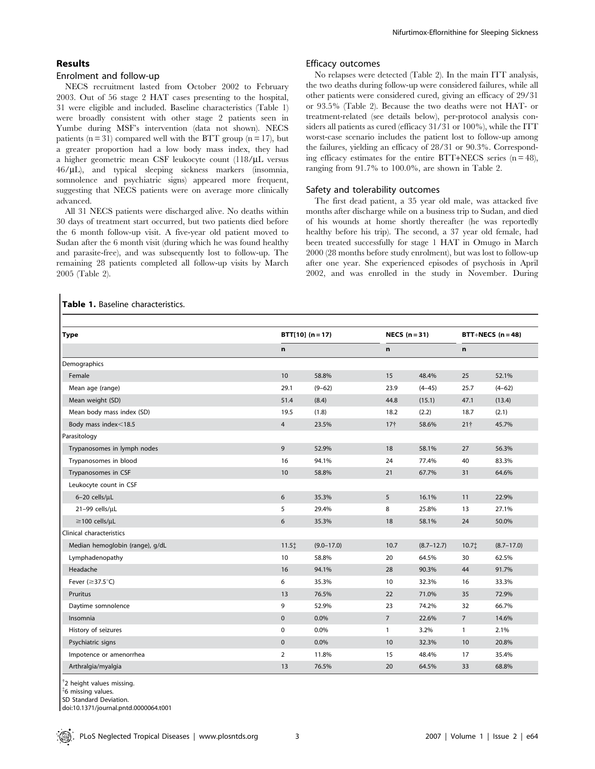## Results

### Enrolment and follow-up

NECS recruitment lasted from October 2002 to February 2003. Out of 56 stage 2 HAT cases presenting to the hospital, 31 were eligible and included. Baseline characteristics (Table 1) were broadly consistent with other stage 2 patients seen in Yumbe during MSF's intervention (data not shown). NECS patients (n = 31) compared well with the BTT group (n = 17), but a greater proportion had a low body mass index, they had a higher geometric mean CSF leukocyte count (118/μL versus 46/μL), and typical sleeping sickness markers (insomnia, somnolence and psychiatric signs) appeared more frequent, suggesting that NECS patients were on average more clinically advanced.

All 31 NECS patients were discharged alive. No deaths within 30 days of treatment start occurred, but two patients died before the 6 month follow-up visit. A five-year old patient moved to Sudan after the 6 month visit (during which he was found healthy and parasite-free), and was subsequently lost to follow-up. The remaining 28 patients completed all follow-up visits by March 2005 (Table 2).

### Efficacy outcomes

No relapses were detected (Table 2). In the main ITT analysis, the two deaths during follow-up were considered failures, while all other patients were considered cured, giving an efficacy of 29/31 or 93.5% (Table 2). Because the two deaths were not HAT- or treatment-related (see details below), per-protocol analysis considers all patients as cured (efficacy 31/31 or 100%), while the ITT worst-case scenario includes the patient lost to follow-up among the failures, yielding an efficacy of 28/31 or 90.3%. Corresponding efficacy estimates for the entire BTT+NECS series (n = 48), ranging from 91.7% to 100.0%, are shown in Table 2.

### Safety and tolerability outcomes

The first dead patient, a 35 year old male, was attacked five months after discharge while on a business trip to Sudan, and died of his wounds at home shortly thereafter (he was reportedly healthy before his trip). The second, a 37 year old female, had been treated successfully for stage 1 HAT in Omugo in March 2000 (28 months before study enrolment), but was lost to follow-up after one year. She experienced episodes of psychosis in April 2002, and was enrolled in the study in November. During

**Table 1.** Baseline characteristics.

| Type | BTT[10] (n = 17) | | NECS (n = 31) | | BTT+NECS (n = 48) | |
|---|---|---|---|---|---|---|
| | n | | n | | n | |
| Demographics | | | | | | |
| Female | 10 | 58.8% | 15 | 48.4% | 25 | 52.1% |
| Mean age (range) | 29.1 | (9–62) | 23.9 | (4–45) | 25.7 | (4–62) |
| Mean weight (SD) | 51.4 | (8.4) | 44.8 | (15.1) | 47.1 | (13.4) |
| Mean body mass index (SD) | 19.5 | (1.8) | 18.2 | (2.2) | 18.7 | (2.1) |
| Body mass index<18.5 | 4 | 23.5% | 17† | 58.6% | 21† | 45.7% |
| Parasitology | | | | | | |
| Trypanosomes in lymph nodes | 9 | 52.9% | 18 | 58.1% | 27 | 56.3% |
| Trypanosomes in blood | 16 | 94.1% | 24 | 77.4% | 40 | 83.3% |
| Trypanosomes in CSF | 10 | 58.8% | 21 | 67.7% | 31 | 64.6% |
| Leukocyte count in CSF | | | | | | |
| 6–20 cells/μL | 6 | 35.3% | 5 | 16.1% | 11 | 22.9% |
| 21–99 cells/μL | 5 | 29.4% | 8 | 25.8% | 13 | 27.1% |
| ≥100 cells/μL | 6 | 35.3% | 18 | 58.1% | 24 | 50.0% |
| Clinical characteristics | | | | | | |
| Median hemoglobin (range), g/dL | 11.5‡ | (9.0–17.0) | 10.7 | (8.7–12.7) | 10.7‡ | (8.7–17.0) |
| Lymphadenopathy | 10 | 58.8% | 20 | 64.5% | 30 | 62.5% |
| Headache | 16 | 94.1% | 28 | 90.3% | 44 | 91.7% |
| Fever (≥37.5°C) | 6 | 35.3% | 10 | 32.3% | 16 | 33.3% |
| Pruritus | 13 | 76.5% | 22 | 71.0% | 35 | 72.9% |
| Daytime somnolence | 9 | 52.9% | 23 | 74.2% | 32 | 66.7% |
| Insomnia | 0 | 0.0% | 7 | 22.6% | 7 | 14.6% |
| History of seizures | 0 | 0.0% | 1 | 3.2% | 1 | 2.1% |
| Psychiatric signs | 0 | 0.0% | 10 | 32.3% | 10 | 20.8% |
| Impotence or amenorrhea | 2 | 11.8% | 15 | 48.4% | 17 | 35.4% |
| Arthralgia/myalgia | 13 | 76.5% | 20 | 64.5% | 33 | 68.8% |

†2 height values missing.
‡6 missing values.
SD Standard Deviation.
doi:10.1371/journal.pntd.0000064.t001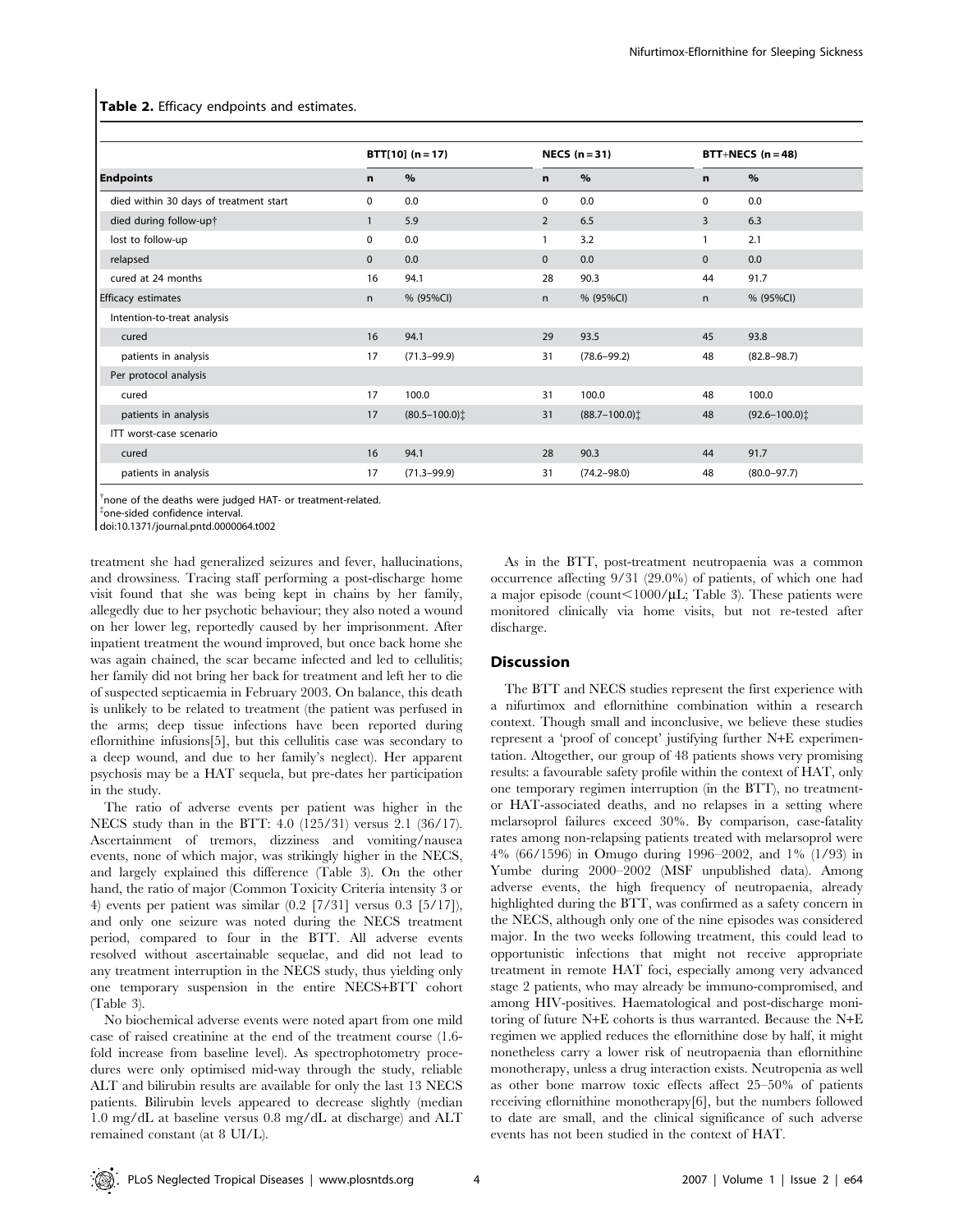**Table 2.** Efficacy endpoints and estimates.

| | BTT[10] (n = 17) | | NECS (n = 31) | | BTT+NECS (n = 48) | |
|---|---|---|---|---|---|---|
| **Endpoints** | n | % | n | % | n | % |
| died within 30 days of treatment start | 0 | 0.0 | 0 | 0.0 | 0 | 0.0 |
| died during follow-up† | 1 | 5.9 | 2 | 6.5 | 3 | 6.3 |
| lost to follow-up | 0 | 0.0 | 1 | 3.2 | 1 | 2.1 |
| relapsed | 0 | 0.0 | 0 | 0.0 | 0 | 0.0 |
| cured at 24 months | 16 | 94.1 | 28 | 90.3 | 44 | 91.7 |
| Efficacy estimates | n | % (95%CI) | n | % (95%CI) | n | % (95%CI) |
| Intention-to-treat analysis | | | | | | |
| cured | 16 | 94.1 | 29 | 93.5 | 45 | 93.8 |
| patients in analysis | 17 | (71.3–99.9) | 31 | (78.6–99.2) | 48 | (82.8–98.7) |
| Per protocol analysis | | | | | | |
| cured | 17 | 100.0 | 31 | 100.0 | 48 | 100.0 |
| patients in analysis | 17 | (80.5–100.0)‡ | 31 | (88.7–100.0)‡ | 48 | (92.6–100.0)‡ |
| ITT worst-case scenario | | | | | | |
| cured | 16 | 94.1 | 28 | 90.3 | 44 | 91.7 |
| patients in analysis | 17 | (71.3–99.9) | 31 | (74.2–98.0) | 48 | (80.0–97.7) |

†none of the deaths were judged HAT- or treatment-related.
‡one-sided confidence interval.
doi:10.1371/journal.pntd.0000064.t002

treatment she had generalized seizures and fever, hallucinations, and drowsiness. Tracing staff performing a post-discharge home visit found that she was being kept in chains by her family, allegedly due to her psychotic behaviour; they also noted a wound on her lower leg, reportedly caused by her imprisonment. After inpatient treatment the wound improved, but once back home she was again chained, the scar became infected and led to cellulitis; her family did not bring her back for treatment and left her to die of suspected septicaemia in February 2003. On balance, this death is unlikely to be related to treatment (the patient was perfused in the arms; deep tissue infections have been reported during eflornithine infusions[5], but this cellulitis case was secondary to a deep wound, and due to her family's neglect). Her apparent psychosis may be a HAT sequela, but pre-dates her participation in the study.

The ratio of adverse events per patient was higher in the NECS study than in the BTT: 4.0 (125/31) versus 2.1 (36/17). Ascertainment of tremors, dizziness and vomiting/nausea events, none of which major, was strikingly higher in the NECS, and largely explained this difference (Table 3). On the other hand, the ratio of major (Common Toxicity Criteria intensity 3 or 4) events per patient was similar (0.2 [7/31] versus 0.3 [5/17]), and only one seizure was noted during the NECS treatment period, compared to four in the BTT. All adverse events resolved without ascertainable sequelae, and did not lead to any treatment interruption in the NECS study, thus yielding only one temporary suspension in the entire NECS+BTT cohort (Table 3).

No biochemical adverse events were noted apart from one mild case of raised creatinine at the end of the treatment course (1.6-fold increase from baseline level). As spectrophotometry procedures were only optimised mid-way through the study, reliable ALT and bilirubin results are available for only the last 13 NECS patients. Bilirubin levels appeared to decrease slightly (median 1.0 mg/dL at baseline versus 0.8 mg/dL at discharge) and ALT remained constant (at 8 UI/L).

As in the BTT, post-treatment neutropaenia was a common occurrence affecting 9/31 (29.0%) of patients, of which one had a major episode (count$<$1000/μL; Table 3). These patients were monitored clinically via home visits, but not re-tested after discharge.

## Discussion

The BTT and NECS studies represent the first experience with a nifurtimox and eflornithine combination within a research context. Though small and inconclusive, we believe these studies represent a 'proof of concept' justifying further N+E experimentation. Altogether, our group of 48 patients shows very promising results: a favourable safety profile within the context of HAT, only one temporary regimen interruption (in the BTT), no treatment- or HAT-associated deaths, and no relapses in a setting where melarsoprol failures exceed 30%. By comparison, case-fatality rates among non-relapsing patients treated with melarsoprol were 4% (66/1596) in Omugo during 1996–2002, and 1% (1/93) in Yumbe during 2000–2002 (MSF unpublished data). Among adverse events, the high frequency of neutropaenia, already highlighted during the BTT, was confirmed as a safety concern in the NECS, although only one of the nine episodes was considered major. In the two weeks following treatment, this could lead to opportunistic infections that might not receive appropriate treatment in remote HAT foci, especially among very advanced stage 2 patients, who may already be immuno-compromised, and among HIV-positives. Haematological and post-discharge monitoring of future N+E cohorts is thus warranted. Because the N+E regimen we applied reduces the eflornithine dose by half, it might nonetheless carry a lower risk of neutropaenia than eflornithine monotherapy, unless a drug interaction exists. Neutropenia as well as other bone marrow toxic effects affect 25–50% of patients receiving eflornithine monotherapy[6], but the numbers followed to date are small, and the clinical significance of such adverse events has not been studied in the context of HAT.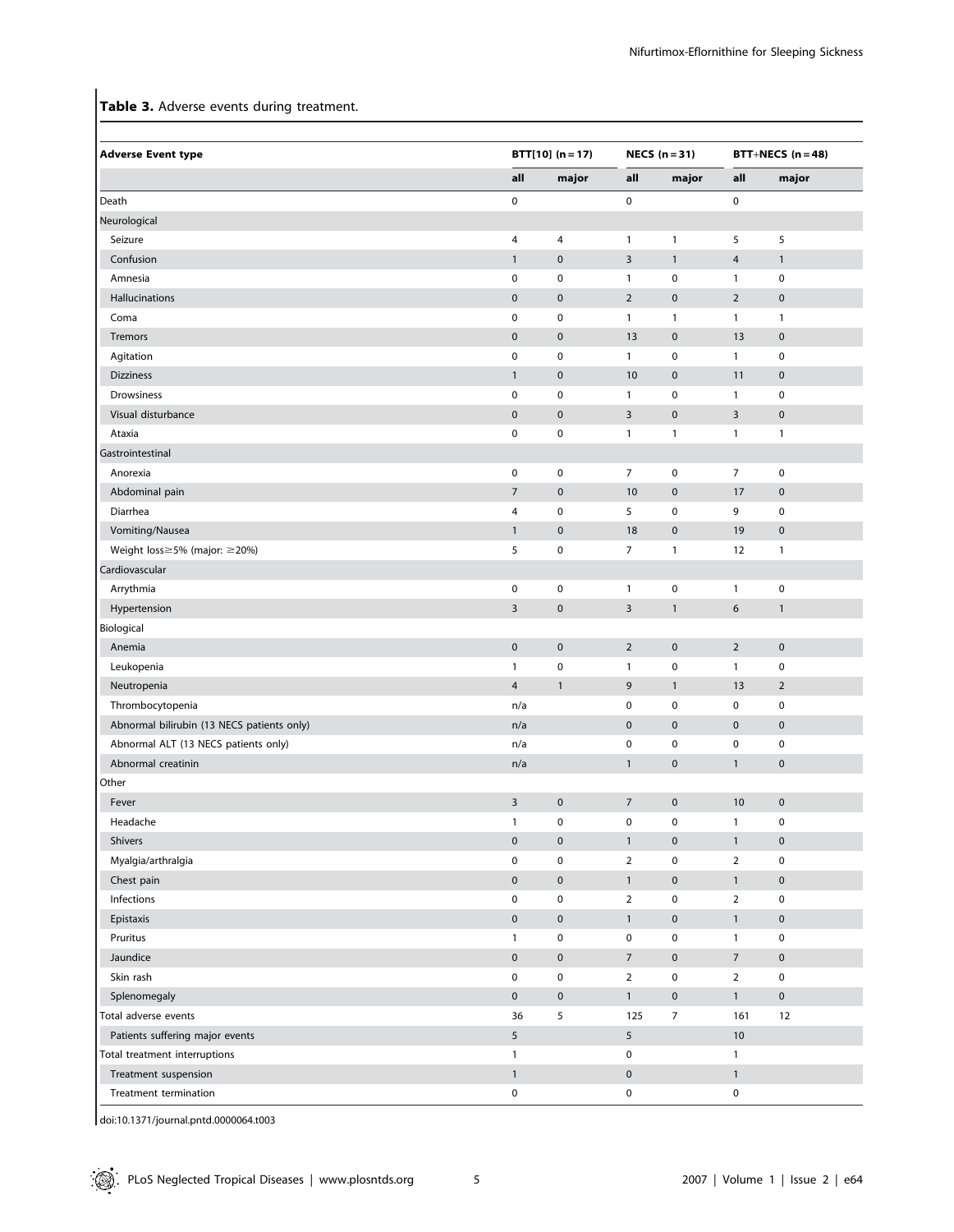**Table 3.** Adverse events during treatment.

| Adverse Event type | BTT[10] (n = 17) | | NECS (n = 31) | | BTT+NECS (n = 48) | |
|---|---|---|---|---|---|---|
| | all | major | all | major | all | major |
| Death | 0 | | 0 | | 0 | |
| Neurological | | | | | | |
| Seizure | 4 | 4 | 1 | 1 | 5 | 5 |
| Confusion | 1 | 0 | 3 | 1 | 4 | 1 |
| Amnesia | 0 | 0 | 1 | 0 | 1 | 0 |
| Hallucinations | 0 | 0 | 2 | 0 | 2 | 0 |
| Coma | 0 | 0 | 1 | 1 | 1 | 1 |
| Tremors | 0 | 0 | 13 | 0 | 13 | 0 |
| Agitation | 0 | 0 | 1 | 0 | 1 | 0 |
| Dizziness | 1 | 0 | 10 | 0 | 11 | 0 |
| Drowsiness | 0 | 0 | 1 | 0 | 1 | 0 |
| Visual disturbance | 0 | 0 | 3 | 0 | 3 | 0 |
| Ataxia | 0 | 0 | 1 | 1 | 1 | 1 |
| Gastrointestinal | | | | | | |
| Anorexia | 0 | 0 | 7 | 0 | 7 | 0 |
| Abdominal pain | 7 | 0 | 10 | 0 | 17 | 0 |
| Diarrhea | 4 | 0 | 5 | 0 | 9 | 0 |
| Vomiting/Nausea | 1 | 0 | 18 | 0 | 19 | 0 |
| Weight loss≥5% (major: ≥20%) | 5 | 0 | 7 | 1 | 12 | 1 |
| Cardiovascular | | | | | | |
| Arrythmia | 0 | 0 | 1 | 0 | 1 | 0 |
| Hypertension | 3 | 0 | 3 | 1 | 6 | 1 |
| Biological | | | | | | |
| Anemia | 0 | 0 | 2 | 0 | 2 | 0 |
| Leukopenia | 1 | 0 | 1 | 0 | 1 | 0 |
| Neutropenia | 4 | 1 | 9 | 1 | 13 | 2 |
| Thrombocytopenia | n/a | | 0 | 0 | 0 | 0 |
| Abnormal bilirubin (13 NECS patients only) | n/a | | 0 | 0 | 0 | 0 |
| Abnormal ALT (13 NECS patients only) | n/a | | 0 | 0 | 0 | 0 |
| Abnormal creatinin | n/a | | 1 | 0 | 1 | 0 |
| Other | | | | | | |
| Fever | 3 | 0 | 7 | 0 | 10 | 0 |
| Headache | 1 | 0 | 0 | 0 | 1 | 0 |
| Shivers | 0 | 0 | 1 | 0 | 1 | 0 |
| Myalgia/arthralgia | 0 | 0 | 2 | 0 | 2 | 0 |
| Chest pain | 0 | 0 | 1 | 0 | 1 | 0 |
| Infections | 0 | 0 | 2 | 0 | 2 | 0 |
| Epistaxis | 0 | 0 | 1 | 0 | 1 | 0 |
| Pruritus | 1 | 0 | 0 | 0 | 1 | 0 |
| Jaundice | 0 | 0 | 7 | 0 | 7 | 0 |
| Skin rash | 0 | 0 | 2 | 0 | 2 | 0 |
| Splenomegaly | 0 | 0 | 1 | 0 | 1 | 0 |
| Total adverse events | 36 | 5 | 125 | 7 | 161 | 12 |
| Patients suffering major events | 5 | | 5 | | 10 | |
| Total treatment interruptions | 1 | | 0 | | 1 | |
| Treatment suspension | 1 | | 0 | | 1 | |
| Treatment termination | 0 | | 0 | | 0 | |

doi:10.1371/journal.pntd.0000064.t003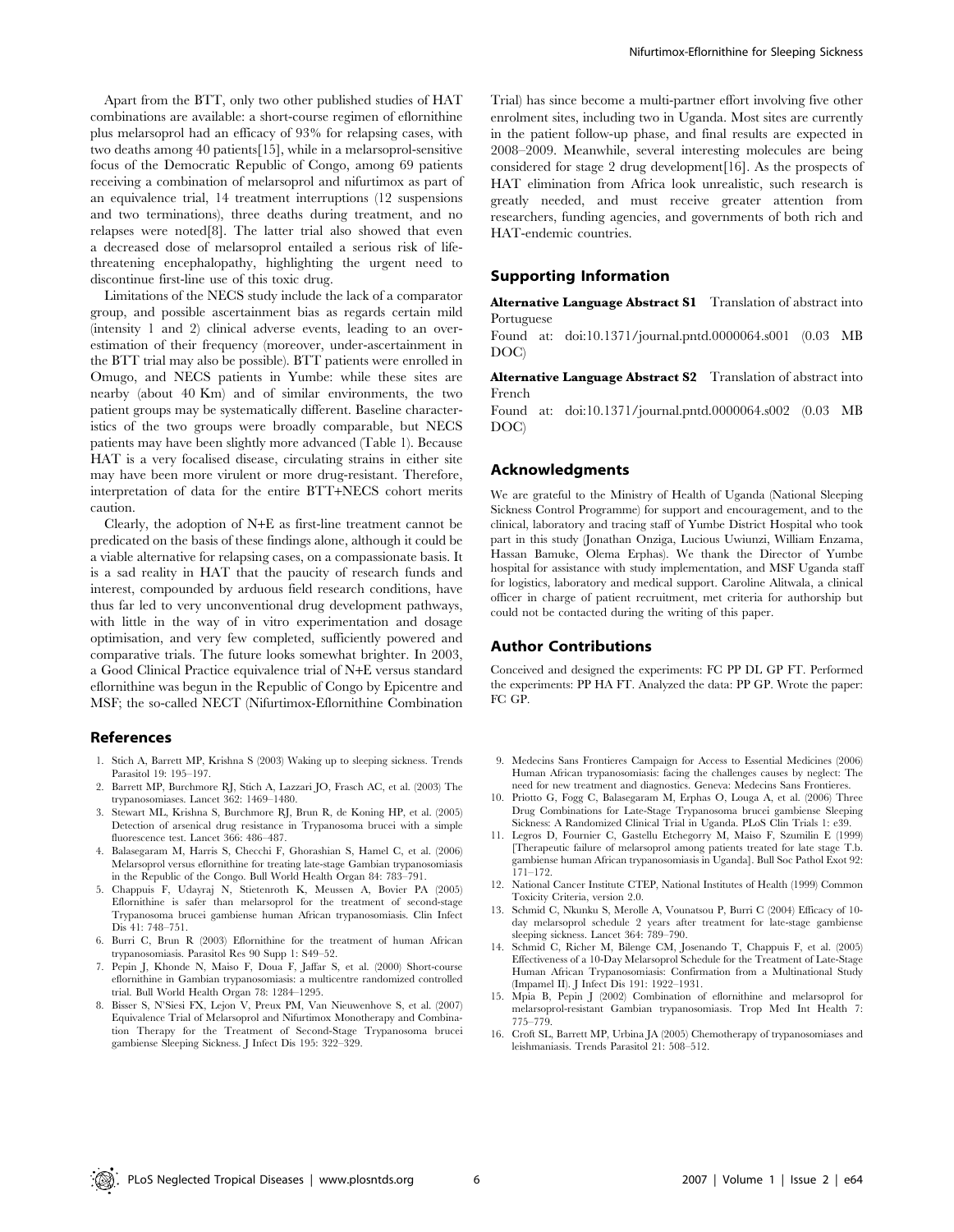Apart from the BTT, only two other published studies of HAT combinations are available: a short-course regimen of eflornithine plus melarsoprol had an efficacy of 93% for relapsing cases, with two deaths among 40 patients[15], while in a melarsoprol-sensitive focus of the Democratic Republic of Congo, among 69 patients receiving a combination of melarsoprol and nifurtimox as part of an equivalence trial, 14 treatment interruptions (12 suspensions and two terminations), three deaths during treatment, and no relapses were noted[8]. The latter trial also showed that even a decreased dose of melarsoprol entailed a serious risk of life-threatening encephalopathy, highlighting the urgent need to discontinue first-line use of this toxic drug.

Limitations of the NECS study include the lack of a comparator group, and possible ascertainment bias as regards certain mild (intensity 1 and 2) clinical adverse events, leading to an over-estimation of their frequency (moreover, under-ascertainment in the BTT trial may also be possible). BTT patients were enrolled in Omugo, and NECS patients in Yumbe: while these sites are nearby (about 40 Km) and of similar environments, the two patient groups may be systematically different. Baseline characteristics of the two groups were broadly comparable, but NECS patients may have been slightly more advanced (Table 1). Because HAT is a very focalised disease, circulating strains in either site may have been more virulent or more drug-resistant. Therefore, interpretation of data for the entire BTT+NECS cohort merits caution.

Clearly, the adoption of N+E as first-line treatment cannot be predicated on the basis of these findings alone, although it could be a viable alternative for relapsing cases, on a compassionate basis. It is a sad reality in HAT that the paucity of research funds and interest, compounded by arduous field research conditions, have thus far led to very unconventional drug development pathways, with little in the way of in vitro experimentation and dosage optimisation, and very few completed, sufficiently powered and comparative trials. The future looks somewhat brighter. In 2003, a Good Clinical Practice equivalence trial of N+E versus standard eflornithine was begun in the Republic of Congo by Epicentre and MSF; the so-called NECT (Nifurtimox-Eflornithine Combination Trial) has since become a multi-partner effort involving five other enrolment sites, including two in Uganda. Most sites are currently in the patient follow-up phase, and final results are expected in 2008–2009. Meanwhile, several interesting molecules are being considered for stage 2 drug development[16]. As the prospects of HAT elimination from Africa look unrealistic, such research is greatly needed, and must receive greater attention from researchers, funding agencies, and governments of both rich and HAT-endemic countries.

## Supporting Information

**Alternative Language Abstract S1** Translation of abstract into Portuguese

Found at: doi:10.1371/journal.pntd.0000064.s001 (0.03 MB DOC)

**Alternative Language Abstract S2** Translation of abstract into French

Found at: doi:10.1371/journal.pntd.0000064.s002 (0.03 MB DOC)

## Acknowledgments

We are grateful to the Ministry of Health of Uganda (National Sleeping Sickness Control Programme) for support and encouragement, and to the clinical, laboratory and tracing staff of Yumbe District Hospital who took part in this study (Jonathan Onziga, Lucious Uwiunzi, William Enzama, Hassan Bamuke, Olema Erphas). We thank the Director of Yumbe hospital for assistance with study implementation, and MSF Uganda staff for logistics, laboratory and medical support. Caroline Alitwala, a clinical officer in charge of patient recruitment, met criteria for authorship but could not be contacted during the writing of this paper.

## Author Contributions

Conceived and designed the experiments: FC PP DL GP FT. Performed the experiments: PP HA FT. Analyzed the data: PP GP. Wrote the paper: FC GP.

## References

1. Stich A, Barrett MP, Krishna S (2003) Waking up to sleeping sickness. Trends Parasitol 19: 195–197.
2. Barrett MP, Burchmore RJ, Stich A, Lazzari JO, Frasch AC, et al. (2003) The trypanosomiases. Lancet 362: 1469–1480.
3. Stewart ML, Krishna S, Burchmore RJ, Brun R, de Koning HP, et al. (2005) Detection of arsenical drug resistance in Trypanosoma brucei with a simple fluorescence test. Lancet 366: 486–487.
4. Balasegaram M, Harris S, Checchi F, Ghorashian S, Hamel C, et al. (2006) Melarsoprol versus eflornithine for treating late-stage Gambian trypanosomiasis in the Republic of the Congo. Bull World Health Organ 84: 783–791.
5. Chappuis F, Udayraj N, Stietenroth K, Meussen A, Bovier PA (2005) Eflornithine is safer than melarsoprol for the treatment of second-stage Trypanosoma brucei gambiense human African trypanosomiasis. Clin Infect Dis 41: 748–751.
6. Burri C, Brun R (2003) Eflornithine for the treatment of human African trypanosomiasis. Parasitol Res 90 Supp 1: S49–52.
7. Pepin J, Khonde N, Maiso F, Doua F, Jaffar S, et al. (2000) Short-course eflornithine in Gambian trypanosomiasis: a multicentre randomized controlled trial. Bull World Health Organ 78: 1284–1295.
8. Bisser S, N'Siesi FX, Lejon V, Preux PM, Van Nieuwenhove S, et al. (2007) Equivalence Trial of Melarsoprol and Nifurtimox Monotherapy and Combination Therapy for the Treatment of Second-Stage Trypanosoma brucei gambiense Sleeping Sickness. J Infect Dis 195: 322–329.
9. Medecins Sans Frontieres Campaign for Access to Essential Medicines (2006) Human African trypanosomiasis: facing the challenges causes by neglect: The need for new treatment and diagnostics. Geneva: Medecins Sans Frontieres.
10. Priotto G, Fogg C, Balasegaram M, Erphas O, Louga A, et al. (2006) Three Drug Combinations for Late-Stage Trypanosoma brucei gambiense Sleeping Sickness: A Randomized Clinical Trial in Uganda. PLoS Clin Trials 1: e39.
11. Legros D, Fournier C, Gastellu Etchegorry M, Maiso F, Szumilin E (1999) [Therapeutic failure of melarsoprol among patients treated for late stage T.b. gambiense human African trypanosomiasis in Uganda]. Bull Soc Pathol Exot 92: 171–172.
12. National Cancer Institute CTEP, National Institutes of Health (1999) Common Toxicity Criteria, version 2.0.
13. Schmid C, Nkunku S, Merolle A, Vounatsou P, Burri C (2004) Efficacy of 10-day melarsoprol schedule 2 years after treatment for late-stage gambiense sleeping sickness. Lancet 364: 789–790.
14. Schmid C, Richer M, Bilenge CM, Josenando T, Chappuis F, et al. (2005) Effectiveness of a 10-Day Melarsoprol Schedule for the Treatment of Late-Stage Human African Trypanosomiasis: Confirmation from a Multinational Study (Impamel II). J Infect Dis 191: 1922–1931.
15. Mpia B, Pepin J (2002) Combination of eflornithine and melarsoprol for melarsoprol-resistant Gambian trypanosomiasis. Trop Med Int Health 7: 775–779.
16. Croft SL, Barrett MP, Urbina JA (2005) Chemotherapy of trypanosomiases and leishmaniasis. Trends Parasitol 21: 508–512.